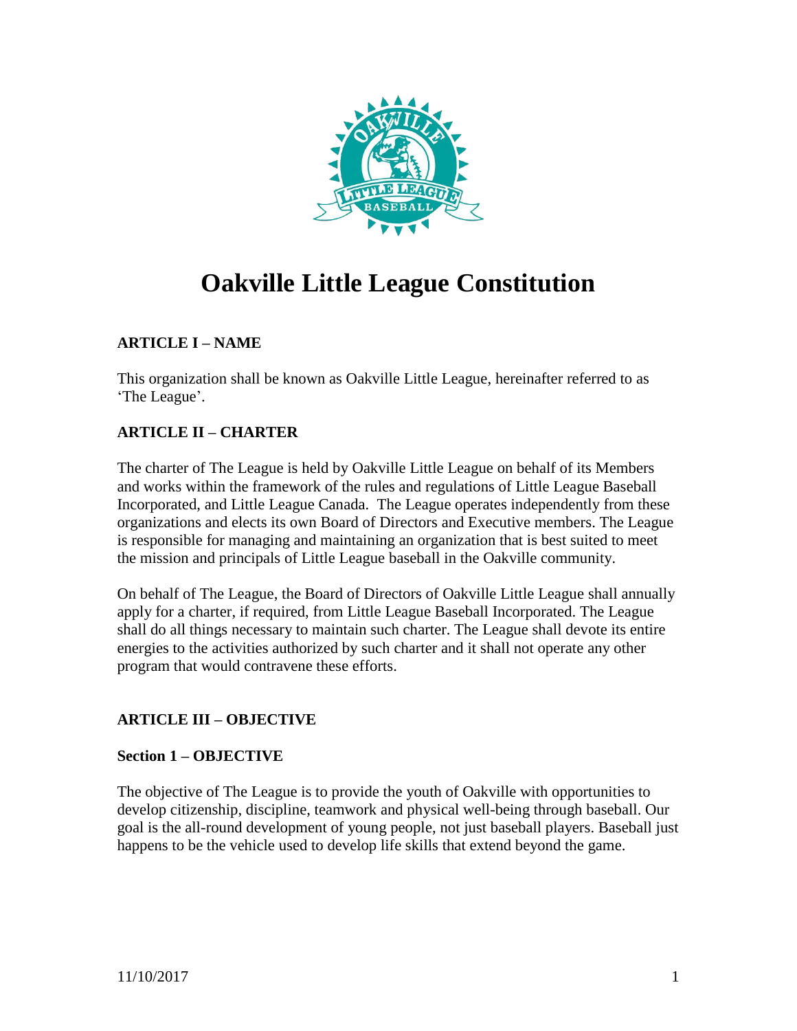# Oakville Little League Constitution

## ARTICLE I – NAME

This organization shall be known as Oakville Little League, hereinafter referred to as 'The League'.

## ARTICLE II – CHARTER

The charter of The League is held by Oakville Little League on behalf of its Members and works within the framework of the rules and regulations of Little League Baseball Incorporated, and Little League Canada. The League operates independently from these organizations and elects its own Board of Directors and Executive members. The League is responsible for managing and maintaining an organization that is best suited to meet the mission and principals of Little League baseball in the Oakville community.

On behalf of The League, the Board of Directors of Oakville Little League shall annually apply for a charter, if required, from Little League Baseball Incorporated. The League shall do all things necessary to maintain such charter. The League shall devote its entire energies to the activities authorized by such charter and it shall not operate any other program that would contravene these efforts.

## ARTICLE III – OBJECTIVE

### Section 1 – OBJECTIVE

The objective of The League is to provide the youth of Oakville with opportunities to develop citizenship, discipline, teamwork and physical well-being through baseball. Our goal is the all-round development of young people, not just baseball players. Baseball just happens to be the vehicle used to develop life skills that extend beyond the game.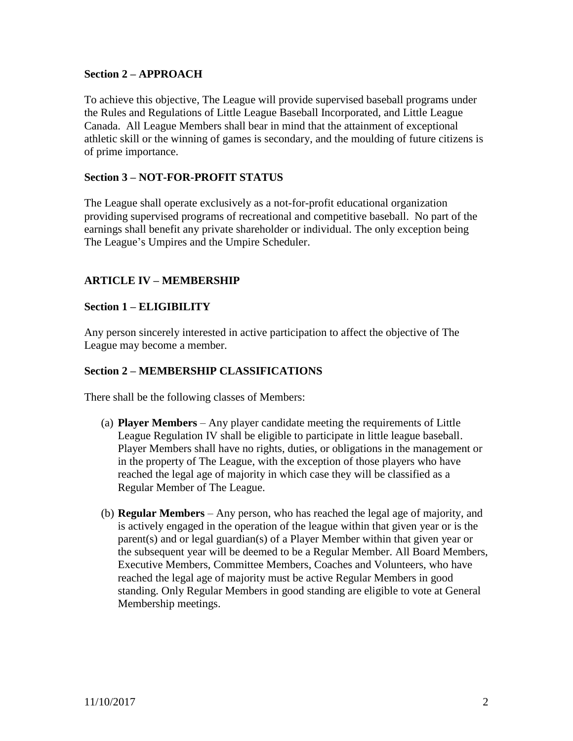### Section 2 – APPROACH

To achieve this objective, The League will provide supervised baseball programs under the Rules and Regulations of Little League Baseball Incorporated, and Little League Canada. All League Members shall bear in mind that the attainment of exceptional athletic skill or the winning of games is secondary, and the moulding of future citizens is of prime importance.

### Section 3 – NOT-FOR-PROFIT STATUS

The League shall operate exclusively as a not-for-profit educational organization providing supervised programs of recreational and competitive baseball. No part of the earnings shall benefit any private shareholder or individual. The only exception being The League's Umpires and the Umpire Scheduler.

## ARTICLE IV – MEMBERSHIP

### Section 1 – ELIGIBILITY

Any person sincerely interested in active participation to affect the objective of The League may become a member.

### Section 2 – MEMBERSHIP CLASSIFICATIONS

There shall be the following classes of Members:

(a) **Player Members** – Any player candidate meeting the requirements of Little League Regulation IV shall be eligible to participate in little league baseball. Player Members shall have no rights, duties, or obligations in the management or in the property of The League, with the exception of those players who have reached the legal age of majority in which case they will be classified as a Regular Member of The League.

(b) **Regular Members** – Any person, who has reached the legal age of majority, and is actively engaged in the operation of the league within that given year or is the parent(s) and or legal guardian(s) of a Player Member within that given year or the subsequent year will be deemed to be a Regular Member. All Board Members, Executive Members, Committee Members, Coaches and Volunteers, who have reached the legal age of majority must be active Regular Members in good standing. Only Regular Members in good standing are eligible to vote at General Membership meetings.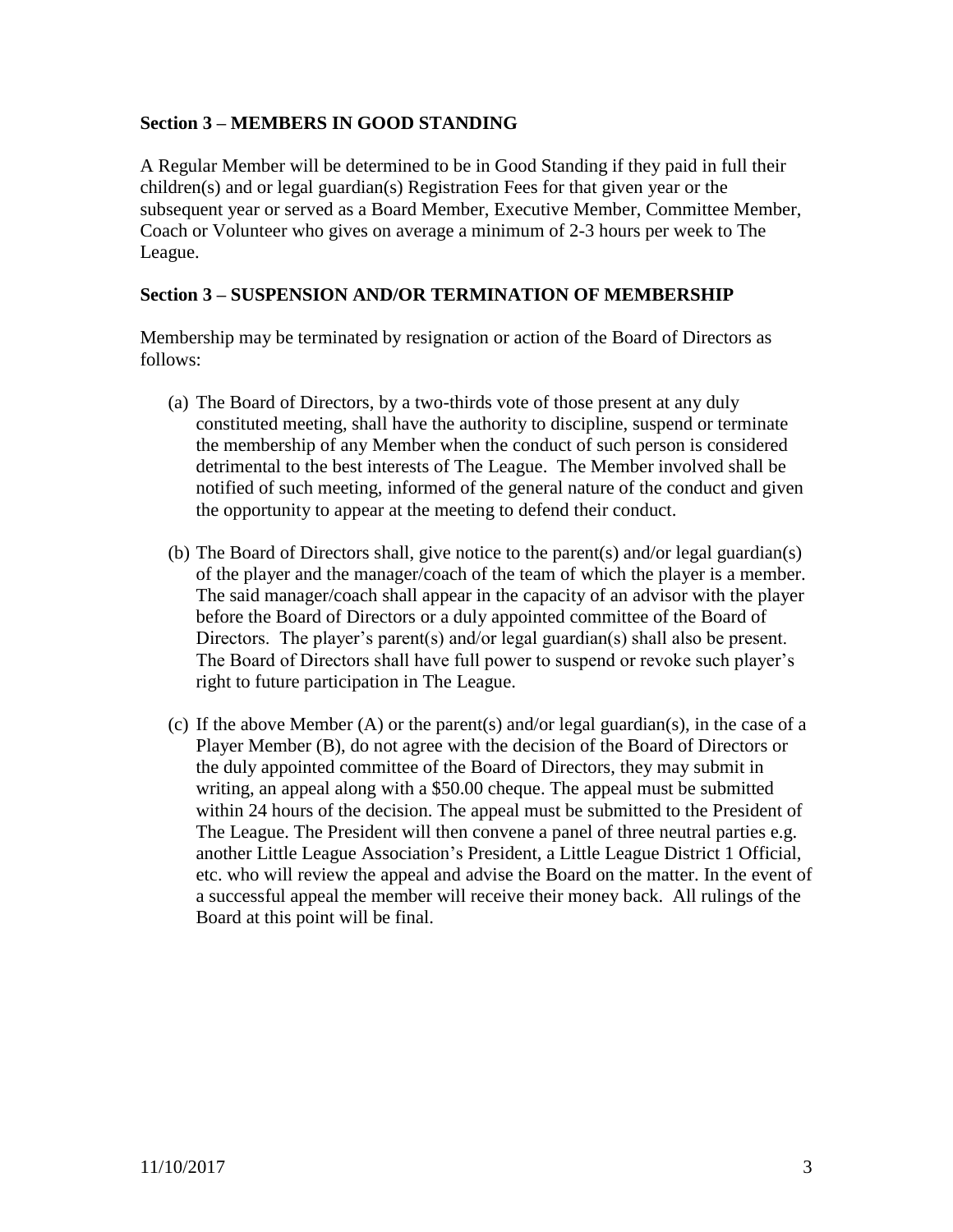### Section 3 – MEMBERS IN GOOD STANDING

A Regular Member will be determined to be in Good Standing if they paid in full their children(s) and or legal guardian(s) Registration Fees for that given year or the subsequent year or served as a Board Member, Executive Member, Committee Member, Coach or Volunteer who gives on average a minimum of 2-3 hours per week to The League.

### Section 3 – SUSPENSION AND/OR TERMINATION OF MEMBERSHIP

Membership may be terminated by resignation or action of the Board of Directors as follows:

(a) The Board of Directors, by a two-thirds vote of those present at any duly constituted meeting, shall have the authority to discipline, suspend or terminate the membership of any Member when the conduct of such person is considered detrimental to the best interests of The League. The Member involved shall be notified of such meeting, informed of the general nature of the conduct and given the opportunity to appear at the meeting to defend their conduct.

(b) The Board of Directors shall, give notice to the parent(s) and/or legal guardian(s) of the player and the manager/coach of the team of which the player is a member. The said manager/coach shall appear in the capacity of an advisor with the player before the Board of Directors or a duly appointed committee of the Board of Directors. The player's parent(s) and/or legal guardian(s) shall also be present. The Board of Directors shall have full power to suspend or revoke such player's right to future participation in The League.

(c) If the above Member (A) or the parent(s) and/or legal guardian(s), in the case of a Player Member (B), do not agree with the decision of the Board of Directors or the duly appointed committee of the Board of Directors, they may submit in writing, an appeal along with a $50.00 cheque. The appeal must be submitted within 24 hours of the decision. The appeal must be submitted to the President of The League. The President will then convene a panel of three neutral parties e.g. another Little League Association's President, a Little League District 1 Official, etc. who will review the appeal and advise the Board on the matter. In the event of a successful appeal the member will receive their money back. All rulings of the Board at this point will be final.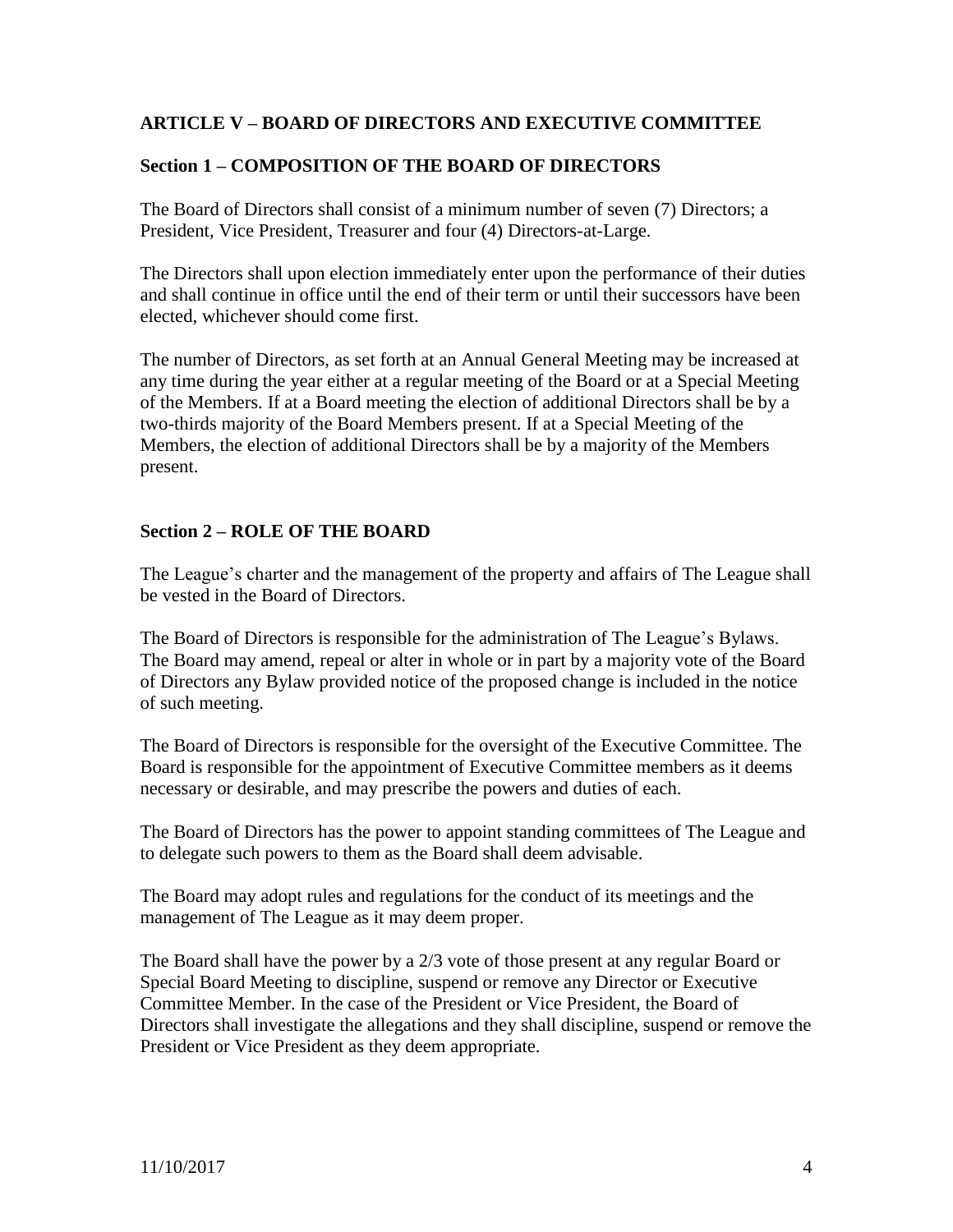## ARTICLE V – BOARD OF DIRECTORS AND EXECUTIVE COMMITTEE

### Section 1 – COMPOSITION OF THE BOARD OF DIRECTORS

The Board of Directors shall consist of a minimum number of seven (7) Directors; a President, Vice President, Treasurer and four (4) Directors-at-Large.

The Directors shall upon election immediately enter upon the performance of their duties and shall continue in office until the end of their term or until their successors have been elected, whichever should come first.

The number of Directors, as set forth at an Annual General Meeting may be increased at any time during the year either at a regular meeting of the Board or at a Special Meeting of the Members. If at a Board meeting the election of additional Directors shall be by a two-thirds majority of the Board Members present. If at a Special Meeting of the Members, the election of additional Directors shall be by a majority of the Members present.

### Section 2 – ROLE OF THE BOARD

The League's charter and the management of the property and affairs of The League shall be vested in the Board of Directors.

The Board of Directors is responsible for the administration of The League's Bylaws. The Board may amend, repeal or alter in whole or in part by a majority vote of the Board of Directors any Bylaw provided notice of the proposed change is included in the notice of such meeting.

The Board of Directors is responsible for the oversight of the Executive Committee. The Board is responsible for the appointment of Executive Committee members as it deems necessary or desirable, and may prescribe the powers and duties of each.

The Board of Directors has the power to appoint standing committees of The League and to delegate such powers to them as the Board shall deem advisable.

The Board may adopt rules and regulations for the conduct of its meetings and the management of The League as it may deem proper.

The Board shall have the power by a 2/3 vote of those present at any regular Board or Special Board Meeting to discipline, suspend or remove any Director or Executive Committee Member. In the case of the President or Vice President, the Board of Directors shall investigate the allegations and they shall discipline, suspend or remove the President or Vice President as they deem appropriate.

11/10/2017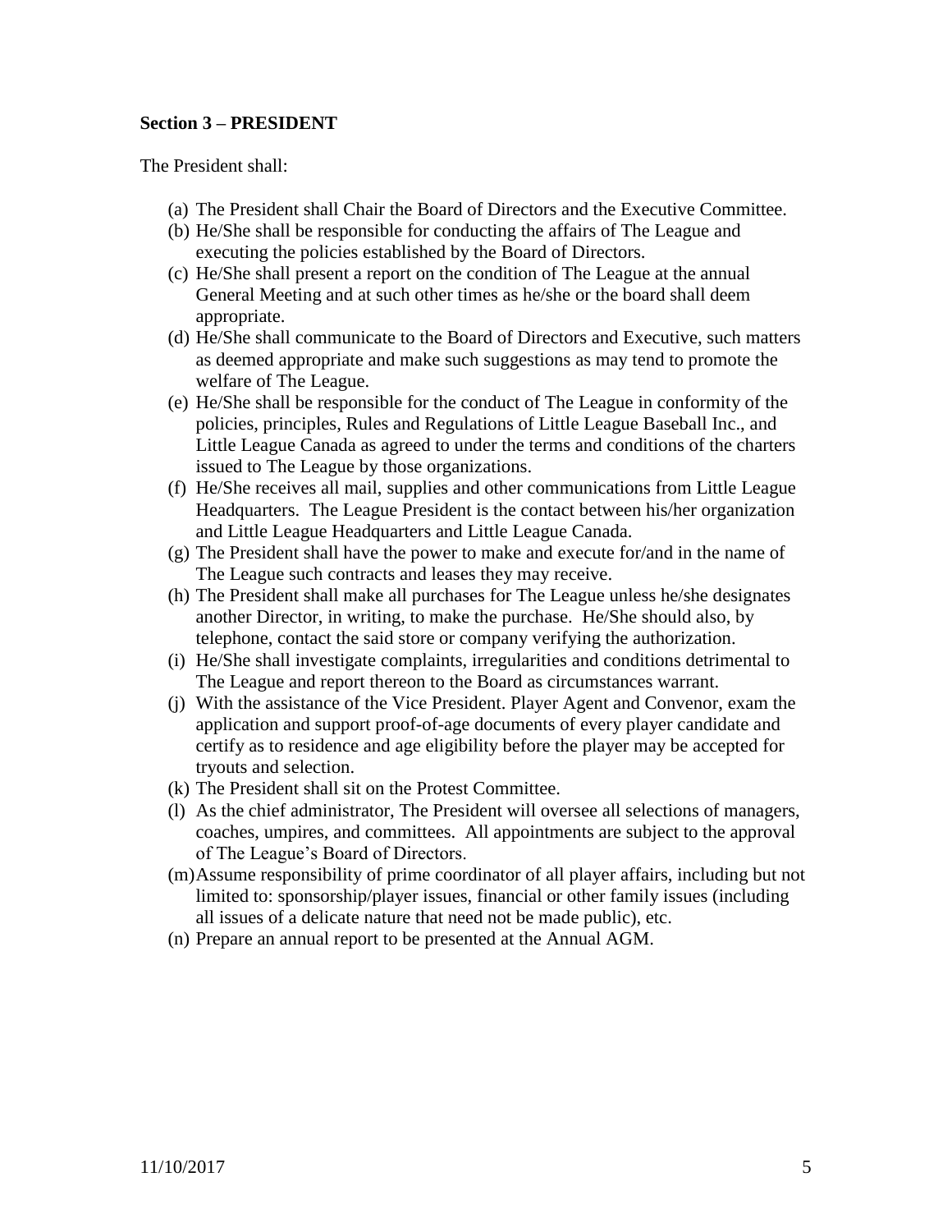**Section 3 – PRESIDENT**

The President shall:

(a) The President shall Chair the Board of Directors and the Executive Committee.
(b) He/She shall be responsible for conducting the affairs of The League and executing the policies established by the Board of Directors.
(c) He/She shall present a report on the condition of The League at the annual General Meeting and at such other times as he/she or the board shall deem appropriate.
(d) He/She shall communicate to the Board of Directors and Executive, such matters as deemed appropriate and make such suggestions as may tend to promote the welfare of The League.
(e) He/She shall be responsible for the conduct of The League in conformity of the policies, principles, Rules and Regulations of Little League Baseball Inc., and Little League Canada as agreed to under the terms and conditions of the charters issued to The League by those organizations.
(f) He/She receives all mail, supplies and other communications from Little League Headquarters. The League President is the contact between his/her organization and Little League Headquarters and Little League Canada.
(g) The President shall have the power to make and execute for/and in the name of The League such contracts and leases they may receive.
(h) The President shall make all purchases for The League unless he/she designates another Director, in writing, to make the purchase. He/She should also, by telephone, contact the said store or company verifying the authorization.
(i) He/She shall investigate complaints, irregularities and conditions detrimental to The League and report thereon to the Board as circumstances warrant.
(j) With the assistance of the Vice President. Player Agent and Convenor, exam the application and support proof-of-age documents of every player candidate and certify as to residence and age eligibility before the player may be accepted for tryouts and selection.
(k) The President shall sit on the Protest Committee.
(l) As the chief administrator, The President will oversee all selections of managers, coaches, umpires, and committees. All appointments are subject to the approval of The League's Board of Directors.
(m) Assume responsibility of prime coordinator of all player affairs, including but not limited to: sponsorship/player issues, financial or other family issues (including all issues of a delicate nature that need not be made public), etc.
(n) Prepare an annual report to be presented at the Annual AGM.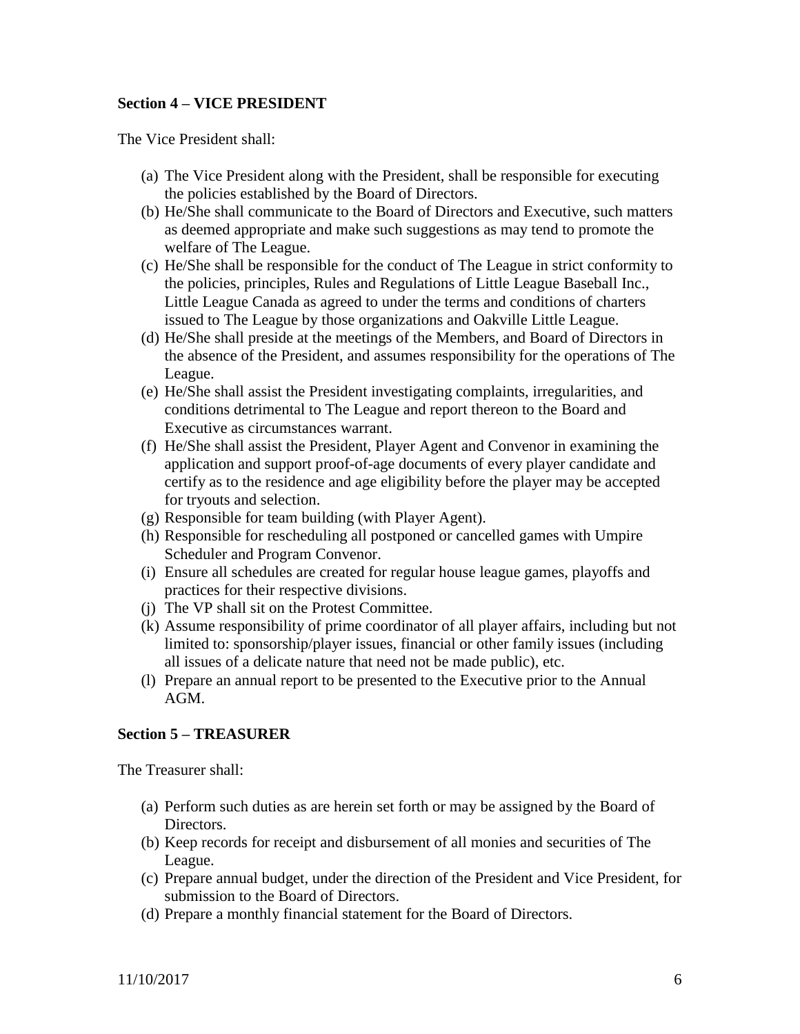**Section 4 – VICE PRESIDENT**

The Vice President shall:

(a) The Vice President along with the President, shall be responsible for executing the policies established by the Board of Directors.
(b) He/She shall communicate to the Board of Directors and Executive, such matters as deemed appropriate and make such suggestions as may tend to promote the welfare of The League.
(c) He/She shall be responsible for the conduct of The League in strict conformity to the policies, principles, Rules and Regulations of Little League Baseball Inc., Little League Canada as agreed to under the terms and conditions of charters issued to The League by those organizations and Oakville Little League.
(d) He/She shall preside at the meetings of the Members, and Board of Directors in the absence of the President, and assumes responsibility for the operations of The League.
(e) He/She shall assist the President investigating complaints, irregularities, and conditions detrimental to The League and report thereon to the Board and Executive as circumstances warrant.
(f) He/She shall assist the President, Player Agent and Convenor in examining the application and support proof-of-age documents of every player candidate and certify as to the residence and age eligibility before the player may be accepted for tryouts and selection.
(g) Responsible for team building (with Player Agent).
(h) Responsible for rescheduling all postponed or cancelled games with Umpire Scheduler and Program Convenor.
(i) Ensure all schedules are created for regular house league games, playoffs and practices for their respective divisions.
(j) The VP shall sit on the Protest Committee.
(k) Assume responsibility of prime coordinator of all player affairs, including but not limited to: sponsorship/player issues, financial or other family issues (including all issues of a delicate nature that need not be made public), etc.
(l) Prepare an annual report to be presented to the Executive prior to the Annual AGM.

**Section 5 – TREASURER**

The Treasurer shall:

(a) Perform such duties as are herein set forth or may be assigned by the Board of Directors.
(b) Keep records for receipt and disbursement of all monies and securities of The League.
(c) Prepare annual budget, under the direction of the President and Vice President, for submission to the Board of Directors.
(d) Prepare a monthly financial statement for the Board of Directors.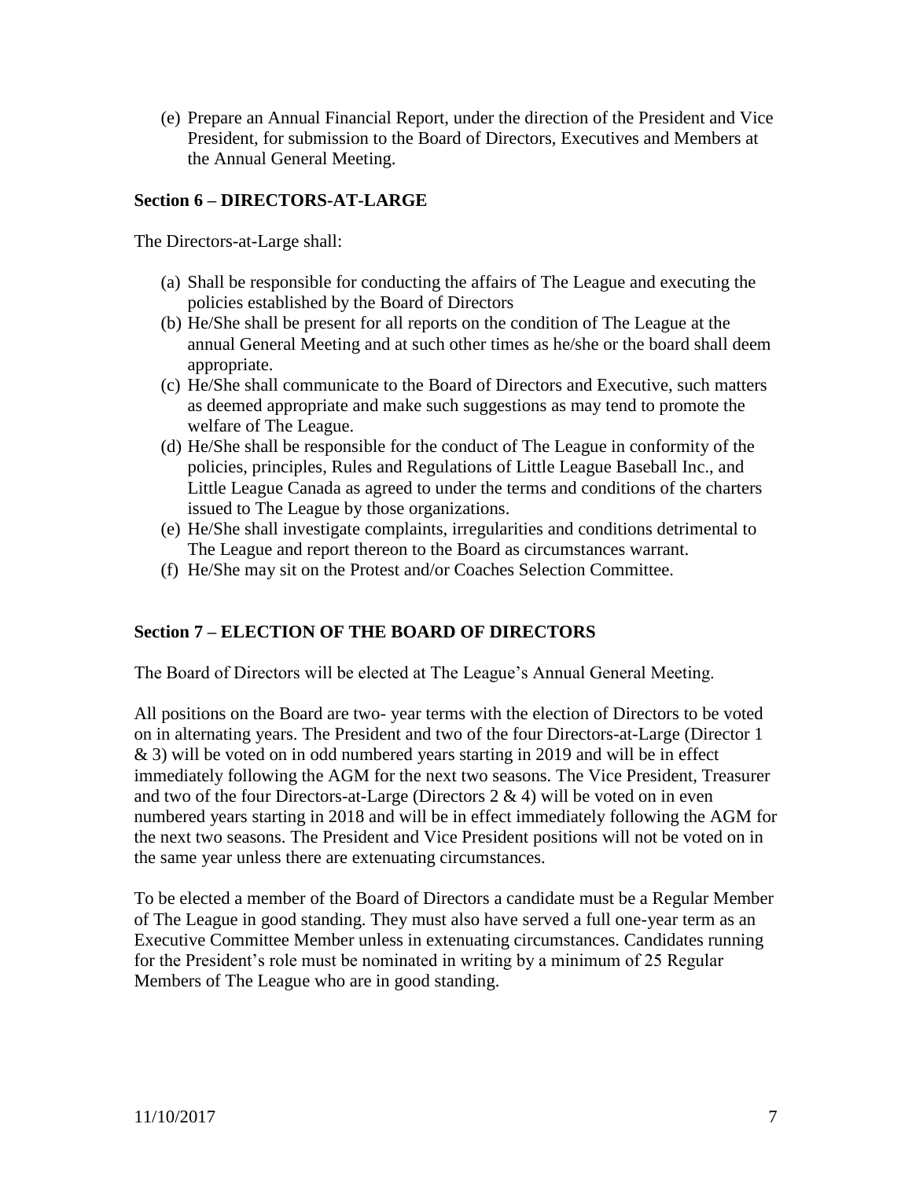(e) Prepare an Annual Financial Report, under the direction of the President and Vice President, for submission to the Board of Directors, Executives and Members at the Annual General Meeting.

**Section 6 – DIRECTORS-AT-LARGE**

The Directors-at-Large shall:

(a) Shall be responsible for conducting the affairs of The League and executing the policies established by the Board of Directors
(b) He/She shall be present for all reports on the condition of The League at the annual General Meeting and at such other times as he/she or the board shall deem appropriate.
(c) He/She shall communicate to the Board of Directors and Executive, such matters as deemed appropriate and make such suggestions as may tend to promote the welfare of The League.
(d) He/She shall be responsible for the conduct of The League in conformity of the policies, principles, Rules and Regulations of Little League Baseball Inc., and Little League Canada as agreed to under the terms and conditions of the charters issued to The League by those organizations.
(e) He/She shall investigate complaints, irregularities and conditions detrimental to The League and report thereon to the Board as circumstances warrant.
(f) He/She may sit on the Protest and/or Coaches Selection Committee.

**Section 7 – ELECTION OF THE BOARD OF DIRECTORS**

The Board of Directors will be elected at The League's Annual General Meeting.

All positions on the Board are two- year terms with the election of Directors to be voted on in alternating years. The President and two of the four Directors-at-Large (Director 1 & 3) will be voted on in odd numbered years starting in 2019 and will be in effect immediately following the AGM for the next two seasons. The Vice President, Treasurer and two of the four Directors-at-Large (Directors 2 & 4) will be voted on in even numbered years starting in 2018 and will be in effect immediately following the AGM for the next two seasons. The President and Vice President positions will not be voted on in the same year unless there are extenuating circumstances.

To be elected a member of the Board of Directors a candidate must be a Regular Member of The League in good standing. They must also have served a full one-year term as an Executive Committee Member unless in extenuating circumstances. Candidates running for the President's role must be nominated in writing by a minimum of 25 Regular Members of The League who are in good standing.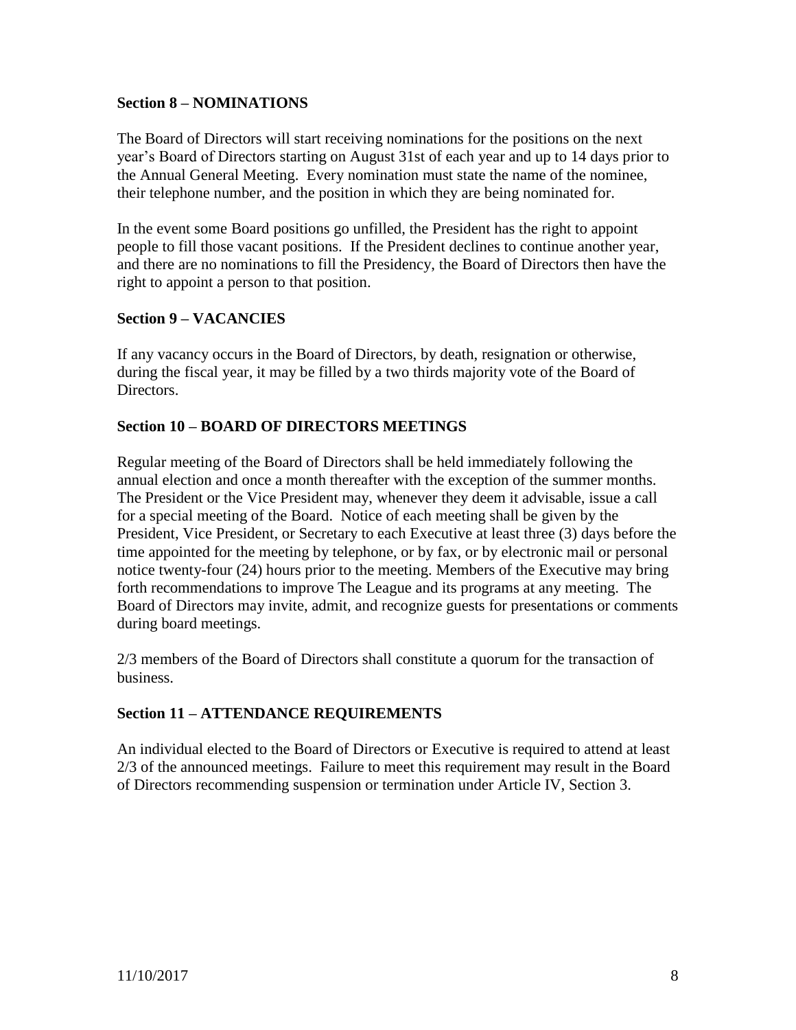### Section 8 – NOMINATIONS

The Board of Directors will start receiving nominations for the positions on the next year's Board of Directors starting on August 31st of each year and up to 14 days prior to the Annual General Meeting. Every nomination must state the name of the nominee, their telephone number, and the position in which they are being nominated for.

In the event some Board positions go unfilled, the President has the right to appoint people to fill those vacant positions. If the President declines to continue another year, and there are no nominations to fill the Presidency, the Board of Directors then have the right to appoint a person to that position.

### Section 9 – VACANCIES

If any vacancy occurs in the Board of Directors, by death, resignation or otherwise, during the fiscal year, it may be filled by a two thirds majority vote of the Board of Directors.

### Section 10 – BOARD OF DIRECTORS MEETINGS

Regular meeting of the Board of Directors shall be held immediately following the annual election and once a month thereafter with the exception of the summer months. The President or the Vice President may, whenever they deem it advisable, issue a call for a special meeting of the Board. Notice of each meeting shall be given by the President, Vice President, or Secretary to each Executive at least three (3) days before the time appointed for the meeting by telephone, or by fax, or by electronic mail or personal notice twenty-four (24) hours prior to the meeting. Members of the Executive may bring forth recommendations to improve The League and its programs at any meeting. The Board of Directors may invite, admit, and recognize guests for presentations or comments during board meetings.

2/3 members of the Board of Directors shall constitute a quorum for the transaction of business.

### Section 11 – ATTENDANCE REQUIREMENTS

An individual elected to the Board of Directors or Executive is required to attend at least 2/3 of the announced meetings. Failure to meet this requirement may result in the Board of Directors recommending suspension or termination under Article IV, Section 3.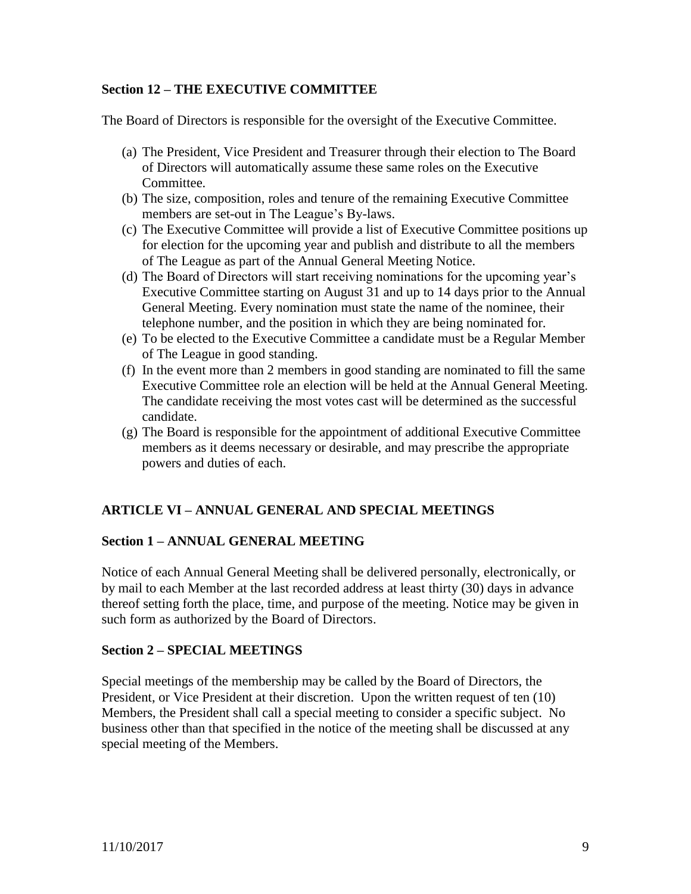### Section 12 – THE EXECUTIVE COMMITTEE

The Board of Directors is responsible for the oversight of the Executive Committee.

(a) The President, Vice President and Treasurer through their election to The Board of Directors will automatically assume these same roles on the Executive Committee.

(b) The size, composition, roles and tenure of the remaining Executive Committee members are set-out in The League's By-laws.

(c) The Executive Committee will provide a list of Executive Committee positions up for election for the upcoming year and publish and distribute to all the members of The League as part of the Annual General Meeting Notice.

(d) The Board of Directors will start receiving nominations for the upcoming year's Executive Committee starting on August 31 and up to 14 days prior to the Annual General Meeting. Every nomination must state the name of the nominee, their telephone number, and the position in which they are being nominated for.

(e) To be elected to the Executive Committee a candidate must be a Regular Member of The League in good standing.

(f) In the event more than 2 members in good standing are nominated to fill the same Executive Committee role an election will be held at the Annual General Meeting. The candidate receiving the most votes cast will be determined as the successful candidate.

(g) The Board is responsible for the appointment of additional Executive Committee members as it deems necessary or desirable, and may prescribe the appropriate powers and duties of each.

## ARTICLE VI – ANNUAL GENERAL AND SPECIAL MEETINGS

### Section 1 – ANNUAL GENERAL MEETING

Notice of each Annual General Meeting shall be delivered personally, electronically, or by mail to each Member at the last recorded address at least thirty (30) days in advance thereof setting forth the place, time, and purpose of the meeting. Notice may be given in such form as authorized by the Board of Directors.

### Section 2 – SPECIAL MEETINGS

Special meetings of the membership may be called by the Board of Directors, the President, or Vice President at their discretion. Upon the written request of ten (10) Members, the President shall call a special meeting to consider a specific subject. No business other than that specified in the notice of the meeting shall be discussed at any special meeting of the Members.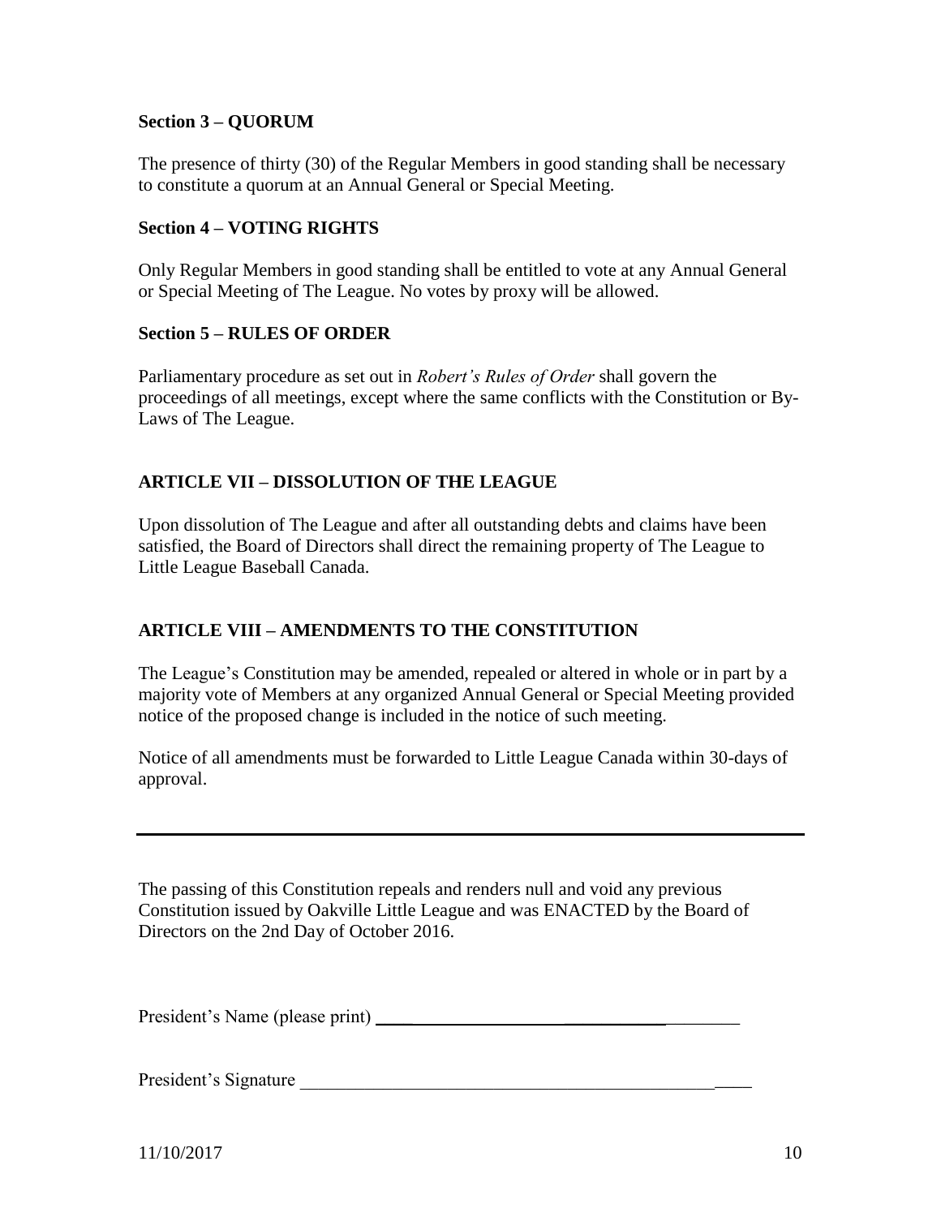**Section 3 – QUORUM**

The presence of thirty (30) of the Regular Members in good standing shall be necessary to constitute a quorum at an Annual General or Special Meeting.

**Section 4 – VOTING RIGHTS**

Only Regular Members in good standing shall be entitled to vote at any Annual General or Special Meeting of The League. No votes by proxy will be allowed.

**Section 5 – RULES OF ORDER**

Parliamentary procedure as set out in *Robert's Rules of Order* shall govern the proceedings of all meetings, except where the same conflicts with the Constitution or By-Laws of The League.

## ARTICLE VII – DISSOLUTION OF THE LEAGUE

Upon dissolution of The League and after all outstanding debts and claims have been satisfied, the Board of Directors shall direct the remaining property of The League to Little League Baseball Canada.

## ARTICLE VIII – AMENDMENTS TO THE CONSTITUTION

The League's Constitution may be amended, repealed or altered in whole or in part by a majority vote of Members at any organized Annual General or Special Meeting provided notice of the proposed change is included in the notice of such meeting.

Notice of all amendments must be forwarded to Little League Canada within 30-days of approval.

---

The passing of this Constitution repeals and renders null and void any previous Constitution issued by Oakville Little League and was ENACTED by the Board of Directors on the 2nd Day of October 2016.

President's Name (please print) ________________________________________

President's Signature ________________________________________

11/10/2017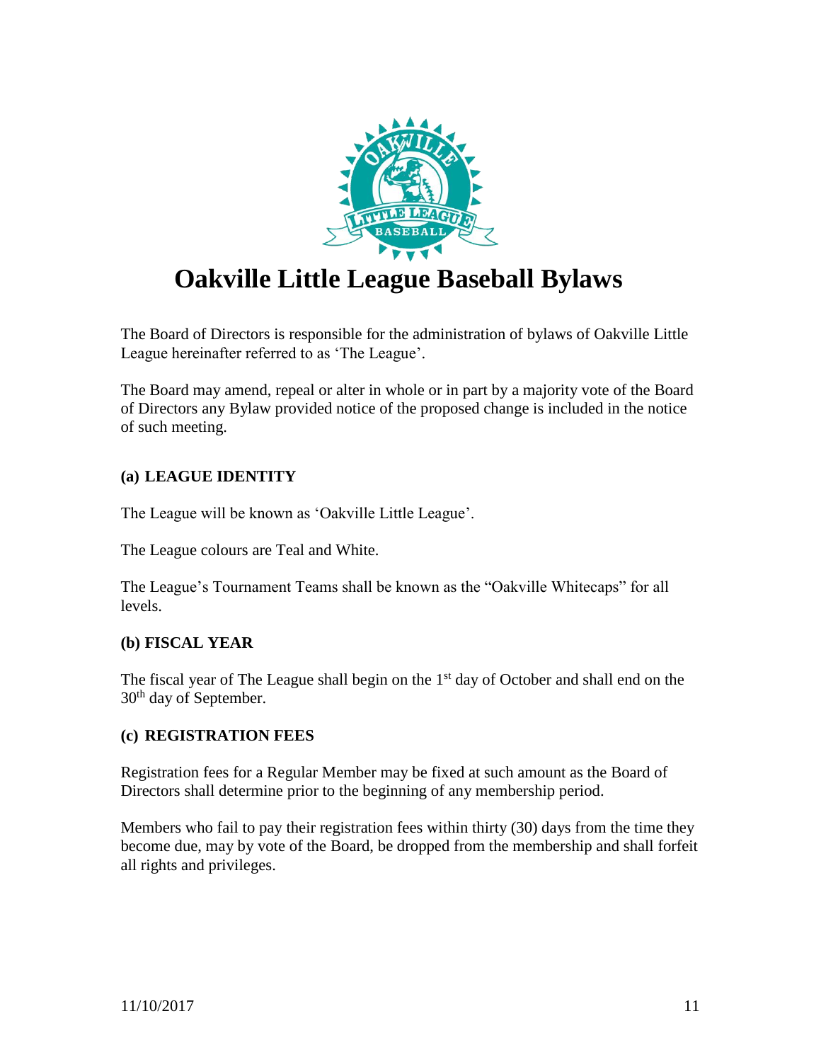# Oakville Little League Baseball Bylaws

The Board of Directors is responsible for the administration of bylaws of Oakville Little League hereinafter referred to as 'The League'.

The Board may amend, repeal or alter in whole or in part by a majority vote of the Board of Directors any Bylaw provided notice of the proposed change is included in the notice of such meeting.

### (a) LEAGUE IDENTITY

The League will be known as 'Oakville Little League'.

The League colours are Teal and White.

The League's Tournament Teams shall be known as the "Oakville Whitecaps" for all levels.

### (b) FISCAL YEAR

The fiscal year of The League shall begin on the 1st day of October and shall end on the 30th day of September.

### (c) REGISTRATION FEES

Registration fees for a Regular Member may be fixed at such amount as the Board of Directors shall determine prior to the beginning of any membership period.

Members who fail to pay their registration fees within thirty (30) days from the time they become due, may by vote of the Board, be dropped from the membership and shall forfeit all rights and privileges.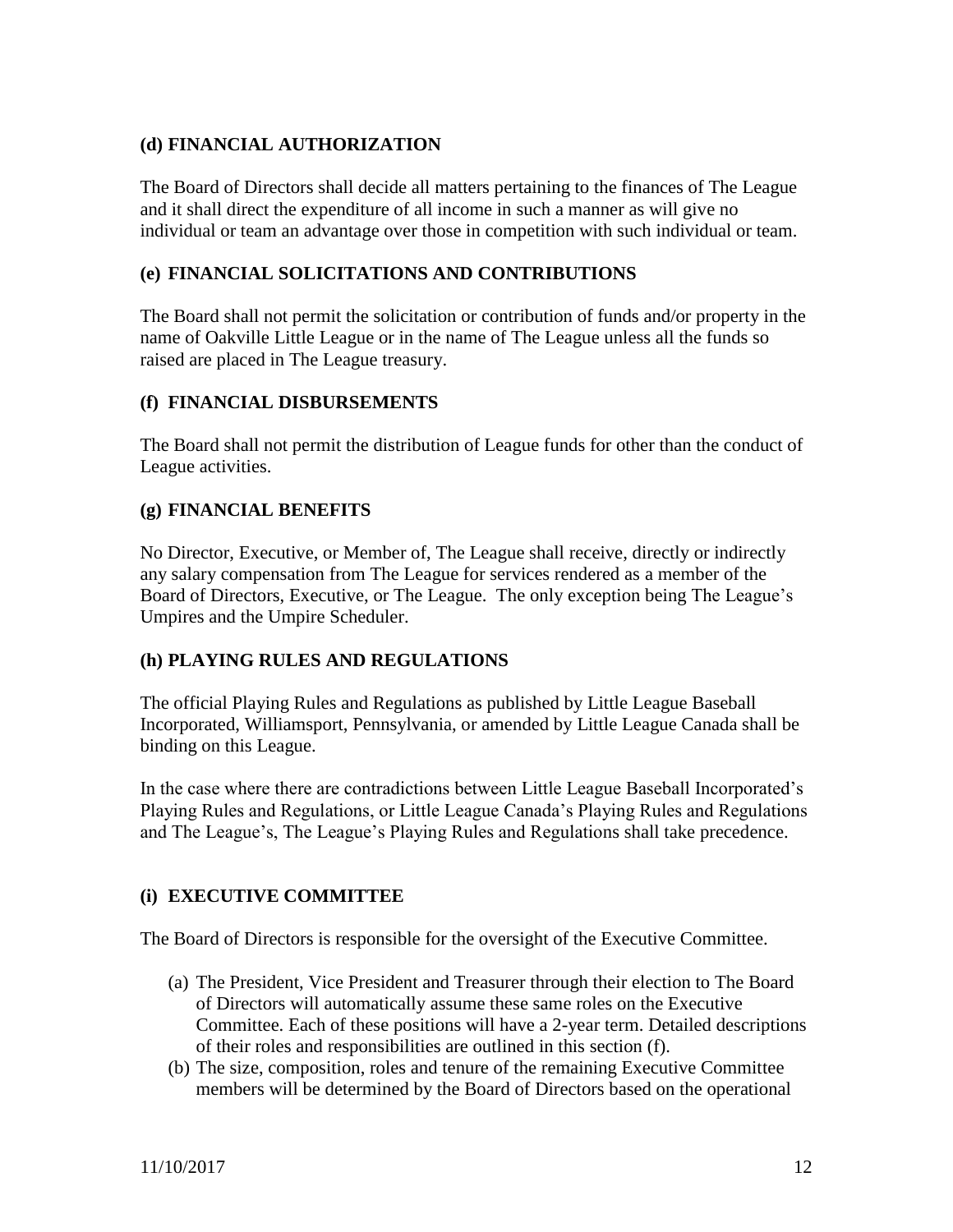### (d) FINANCIAL AUTHORIZATION

The Board of Directors shall decide all matters pertaining to the finances of The League and it shall direct the expenditure of all income in such a manner as will give no individual or team an advantage over those in competition with such individual or team.

### (e) FINANCIAL SOLICITATIONS AND CONTRIBUTIONS

The Board shall not permit the solicitation or contribution of funds and/or property in the name of Oakville Little League or in the name of The League unless all the funds so raised are placed in The League treasury.

### (f) FINANCIAL DISBURSEMENTS

The Board shall not permit the distribution of League funds for other than the conduct of League activities.

### (g) FINANCIAL BENEFITS

No Director, Executive, or Member of, The League shall receive, directly or indirectly any salary compensation from The League for services rendered as a member of the Board of Directors, Executive, or The League. The only exception being The League's Umpires and the Umpire Scheduler.

### (h) PLAYING RULES AND REGULATIONS

The official Playing Rules and Regulations as published by Little League Baseball Incorporated, Williamsport, Pennsylvania, or amended by Little League Canada shall be binding on this League.

In the case where there are contradictions between Little League Baseball Incorporated's Playing Rules and Regulations, or Little League Canada's Playing Rules and Regulations and The League's, The League's Playing Rules and Regulations shall take precedence.

### (i) EXECUTIVE COMMITTEE

The Board of Directors is responsible for the oversight of the Executive Committee.

(a) The President, Vice President and Treasurer through their election to The Board of Directors will automatically assume these same roles on the Executive Committee. Each of these positions will have a 2-year term. Detailed descriptions of their roles and responsibilities are outlined in this section (f).
(b) The size, composition, roles and tenure of the remaining Executive Committee members will be determined by the Board of Directors based on the operational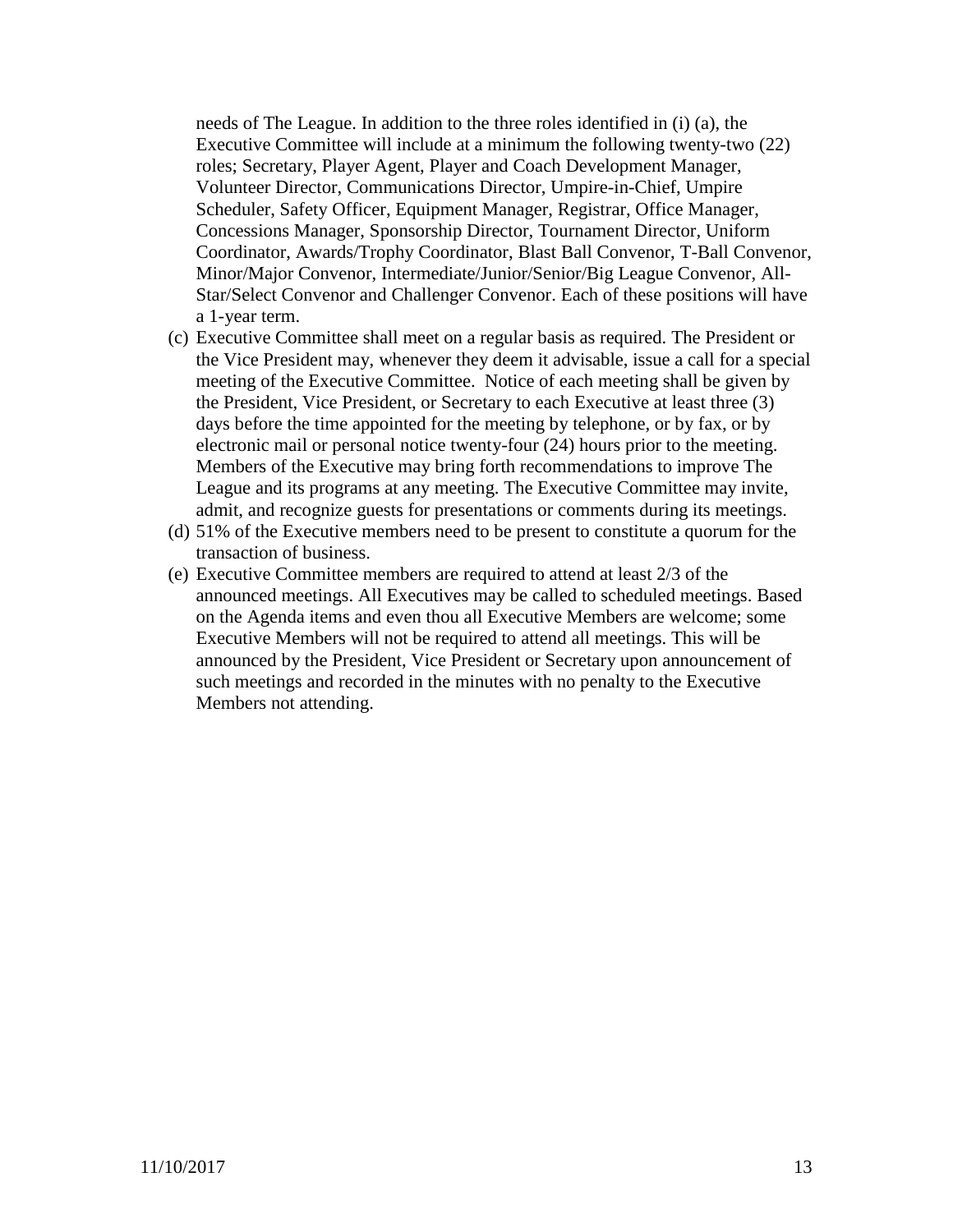needs of The League. In addition to the three roles identified in (i) (a), the Executive Committee will include at a minimum the following twenty-two (22) roles; Secretary, Player Agent, Player and Coach Development Manager, Volunteer Director, Communications Director, Umpire-in-Chief, Umpire Scheduler, Safety Officer, Equipment Manager, Registrar, Office Manager, Concessions Manager, Sponsorship Director, Tournament Director, Uniform Coordinator, Awards/Trophy Coordinator, Blast Ball Convenor, T-Ball Convenor, Minor/Major Convenor, Intermediate/Junior/Senior/Big League Convenor, All-Star/Select Convenor and Challenger Convenor. Each of these positions will have a 1-year term.

(c) Executive Committee shall meet on a regular basis as required. The President or the Vice President may, whenever they deem it advisable, issue a call for a special meeting of the Executive Committee. Notice of each meeting shall be given by the President, Vice President, or Secretary to each Executive at least three (3) days before the time appointed for the meeting by telephone, or by fax, or by electronic mail or personal notice twenty-four (24) hours prior to the meeting. Members of the Executive may bring forth recommendations to improve The League and its programs at any meeting. The Executive Committee may invite, admit, and recognize guests for presentations or comments during its meetings.

(d) 51% of the Executive members need to be present to constitute a quorum for the transaction of business.

(e) Executive Committee members are required to attend at least 2/3 of the announced meetings. All Executives may be called to scheduled meetings. Based on the Agenda items and even thou all Executive Members are welcome; some Executive Members will not be required to attend all meetings. This will be announced by the President, Vice President or Secretary upon announcement of such meetings and recorded in the minutes with no penalty to the Executive Members not attending.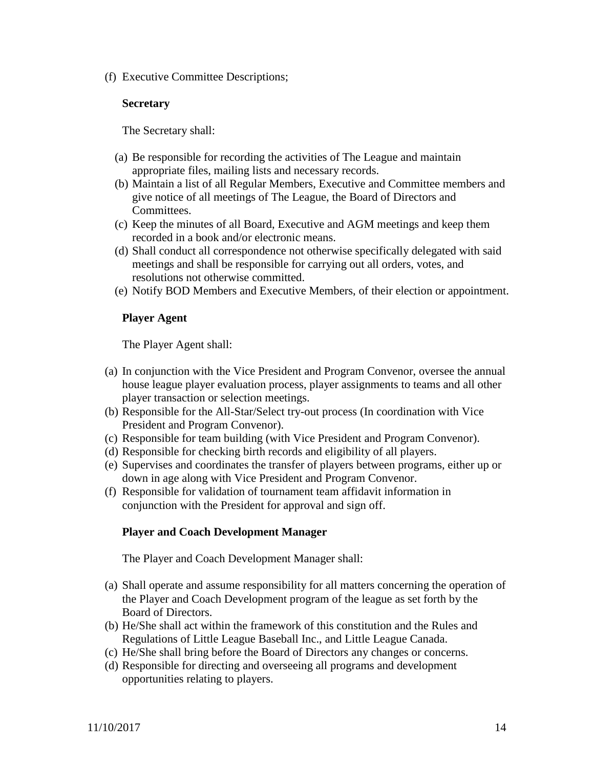(f) Executive Committee Descriptions;

**Secretary**

The Secretary shall:

(a) Be responsible for recording the activities of The League and maintain appropriate files, mailing lists and necessary records.
(b) Maintain a list of all Regular Members, Executive and Committee members and give notice of all meetings of The League, the Board of Directors and Committees.
(c) Keep the minutes of all Board, Executive and AGM meetings and keep them recorded in a book and/or electronic means.
(d) Shall conduct all correspondence not otherwise specifically delegated with said meetings and shall be responsible for carrying out all orders, votes, and resolutions not otherwise committed.
(e) Notify BOD Members and Executive Members, of their election or appointment.

**Player Agent**

The Player Agent shall:

(a) In conjunction with the Vice President and Program Convenor, oversee the annual house league player evaluation process, player assignments to teams and all other player transaction or selection meetings.
(b) Responsible for the All-Star/Select try-out process (In coordination with Vice President and Program Convenor).
(c) Responsible for team building (with Vice President and Program Convenor).
(d) Responsible for checking birth records and eligibility of all players.
(e) Supervises and coordinates the transfer of players between programs, either up or down in age along with Vice President and Program Convenor.
(f) Responsible for validation of tournament team affidavit information in conjunction with the President for approval and sign off.

**Player and Coach Development Manager**

The Player and Coach Development Manager shall:

(a) Shall operate and assume responsibility for all matters concerning the operation of the Player and Coach Development program of the league as set forth by the Board of Directors.
(b) He/She shall act within the framework of this constitution and the Rules and Regulations of Little League Baseball Inc., and Little League Canada.
(c) He/She shall bring before the Board of Directors any changes or concerns.
(d) Responsible for directing and overseeing all programs and development opportunities relating to players.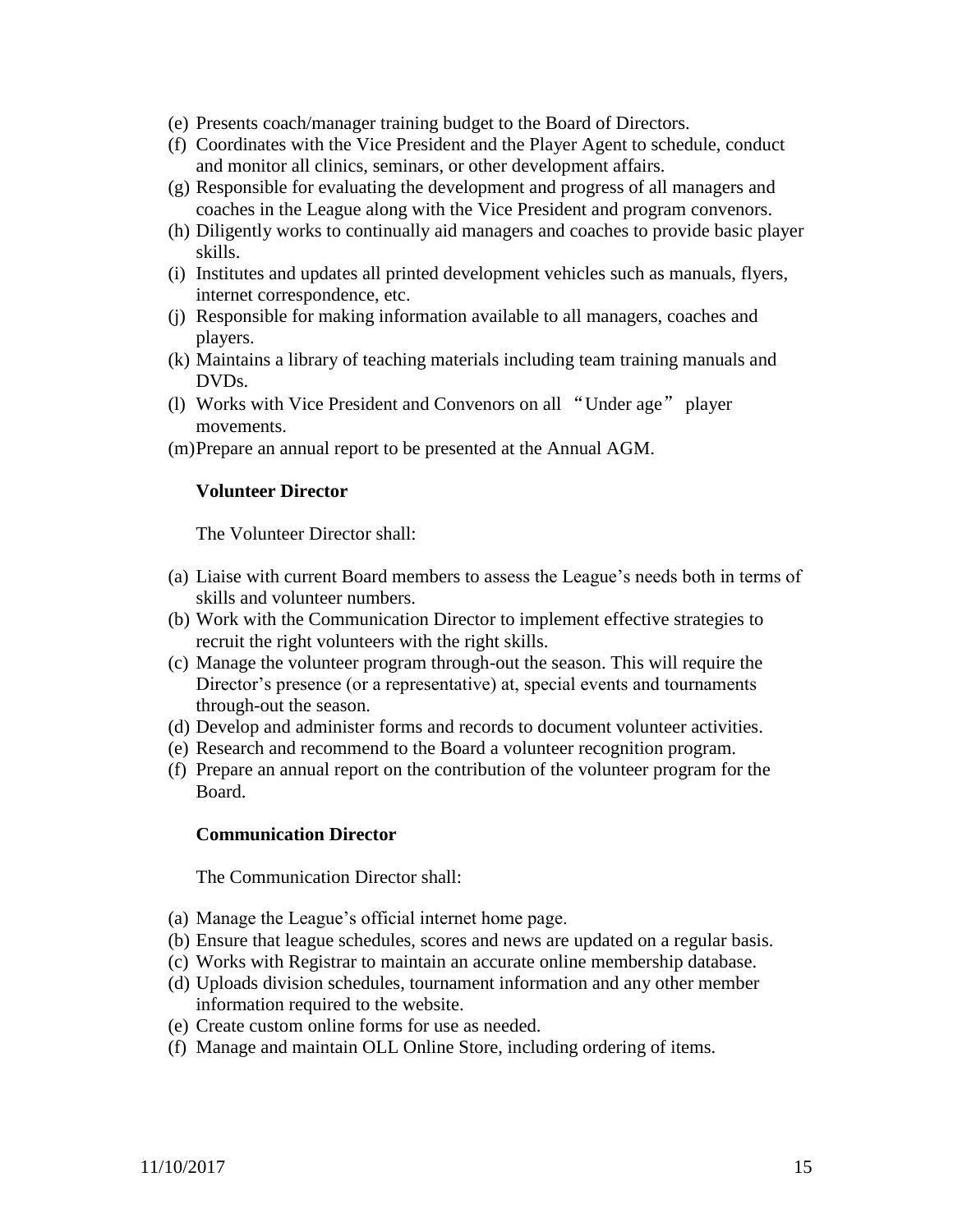(e) Presents coach/manager training budget to the Board of Directors.
(f) Coordinates with the Vice President and the Player Agent to schedule, conduct and monitor all clinics, seminars, or other development affairs.
(g) Responsible for evaluating the development and progress of all managers and coaches in the League along with the Vice President and program convenors.
(h) Diligently works to continually aid managers and coaches to provide basic player skills.
(i) Institutes and updates all printed development vehicles such as manuals, flyers, internet correspondence, etc.
(j) Responsible for making information available to all managers, coaches and players.
(k) Maintains a library of teaching materials including team training manuals and DVDs.
(l) Works with Vice President and Convenors on all “Under age” player movements.
(m) Prepare an annual report to be presented at the Annual AGM.

**Volunteer Director**

The Volunteer Director shall:

(a) Liaise with current Board members to assess the League’s needs both in terms of skills and volunteer numbers.
(b) Work with the Communication Director to implement effective strategies to recruit the right volunteers with the right skills.
(c) Manage the volunteer program through-out the season. This will require the Director’s presence (or a representative) at, special events and tournaments through-out the season.
(d) Develop and administer forms and records to document volunteer activities.
(e) Research and recommend to the Board a volunteer recognition program.
(f) Prepare an annual report on the contribution of the volunteer program for the Board.

**Communication Director**

The Communication Director shall:

(a) Manage the League’s official internet home page.
(b) Ensure that league schedules, scores and news are updated on a regular basis.
(c) Works with Registrar to maintain an accurate online membership database.
(d) Uploads division schedules, tournament information and any other member information required to the website.
(e) Create custom online forms for use as needed.
(f) Manage and maintain OLL Online Store, including ordering of items.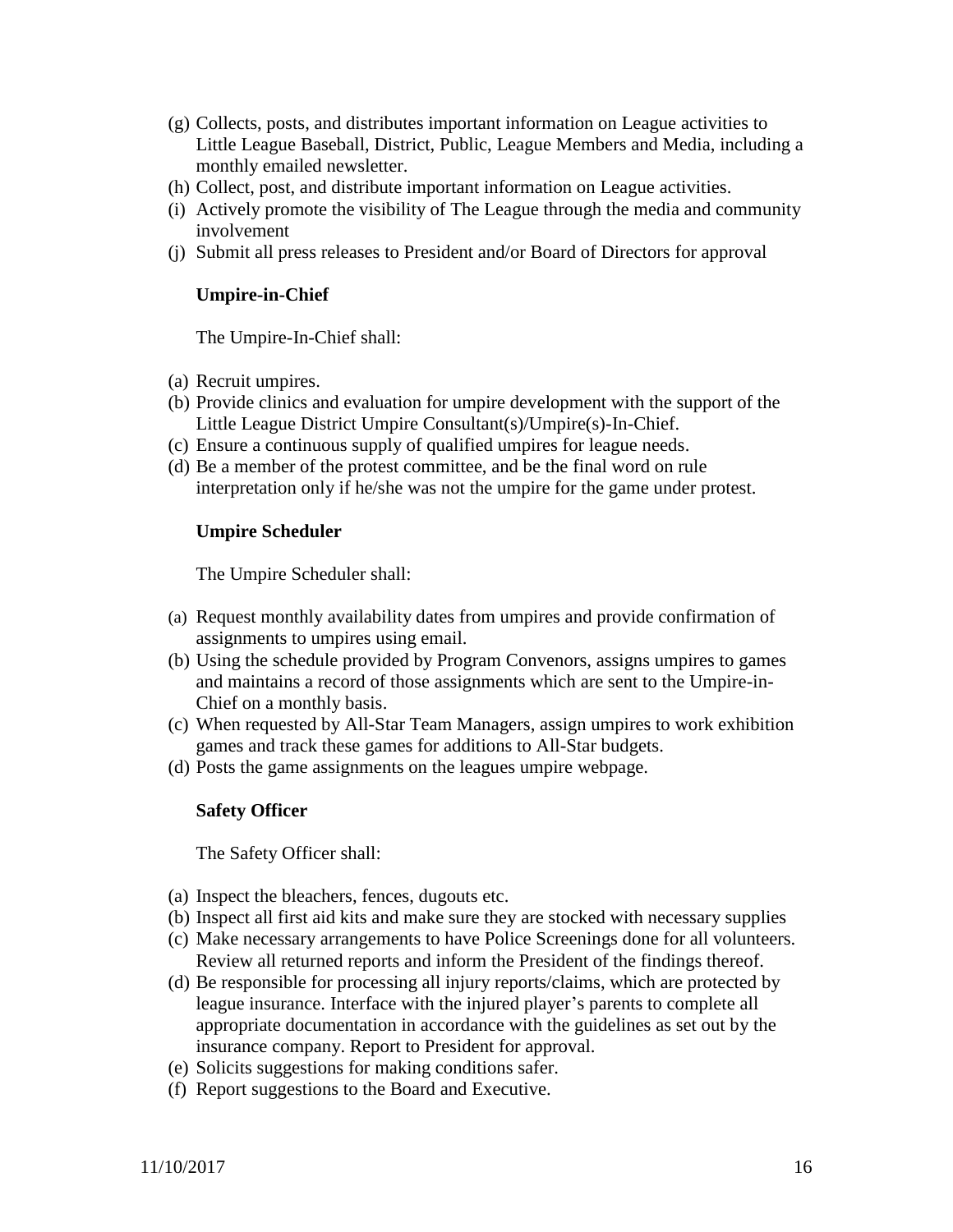(g) Collects, posts, and distributes important information on League activities to Little League Baseball, District, Public, League Members and Media, including a monthly emailed newsletter.
(h) Collect, post, and distribute important information on League activities.
(i) Actively promote the visibility of The League through the media and community involvement
(j) Submit all press releases to President and/or Board of Directors for approval

**Umpire-in-Chief**

The Umpire-In-Chief shall:

(a) Recruit umpires.
(b) Provide clinics and evaluation for umpire development with the support of the Little League District Umpire Consultant(s)/Umpire(s)-In-Chief.
(c) Ensure a continuous supply of qualified umpires for league needs.
(d) Be a member of the protest committee, and be the final word on rule interpretation only if he/she was not the umpire for the game under protest.

**Umpire Scheduler**

The Umpire Scheduler shall:

(a) Request monthly availability dates from umpires and provide confirmation of assignments to umpires using email.
(b) Using the schedule provided by Program Convenors, assigns umpires to games and maintains a record of those assignments which are sent to the Umpire-in-Chief on a monthly basis.
(c) When requested by All-Star Team Managers, assign umpires to work exhibition games and track these games for additions to All-Star budgets.
(d) Posts the game assignments on the leagues umpire webpage.

**Safety Officer**

The Safety Officer shall:

(a) Inspect the bleachers, fences, dugouts etc.
(b) Inspect all first aid kits and make sure they are stocked with necessary supplies
(c) Make necessary arrangements to have Police Screenings done for all volunteers. Review all returned reports and inform the President of the findings thereof.
(d) Be responsible for processing all injury reports/claims, which are protected by league insurance. Interface with the injured player's parents to complete all appropriate documentation in accordance with the guidelines as set out by the insurance company. Report to President for approval.
(e) Solicits suggestions for making conditions safer.
(f) Report suggestions to the Board and Executive.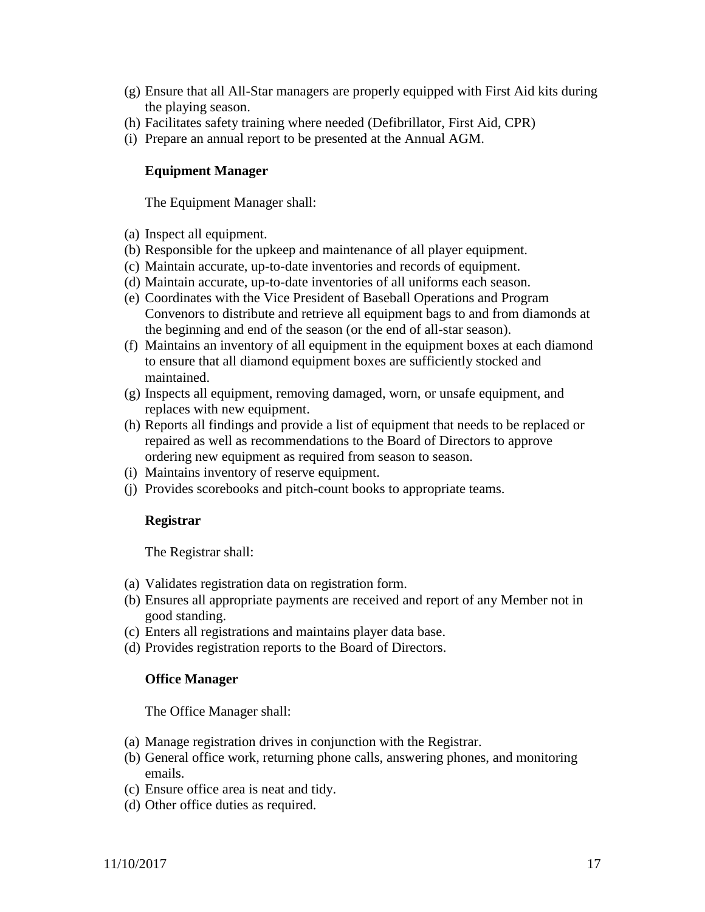(g) Ensure that all All-Star managers are properly equipped with First Aid kits during the playing season.
(h) Facilitates safety training where needed (Defibrillator, First Aid, CPR)
(i) Prepare an annual report to be presented at the Annual AGM.

**Equipment Manager**

The Equipment Manager shall:

(a) Inspect all equipment.
(b) Responsible for the upkeep and maintenance of all player equipment.
(c) Maintain accurate, up-to-date inventories and records of equipment.
(d) Maintain accurate, up-to-date inventories of all uniforms each season.
(e) Coordinates with the Vice President of Baseball Operations and Program Convenors to distribute and retrieve all equipment bags to and from diamonds at the beginning and end of the season (or the end of all-star season).
(f) Maintains an inventory of all equipment in the equipment boxes at each diamond to ensure that all diamond equipment boxes are sufficiently stocked and maintained.
(g) Inspects all equipment, removing damaged, worn, or unsafe equipment, and replaces with new equipment.
(h) Reports all findings and provide a list of equipment that needs to be replaced or repaired as well as recommendations to the Board of Directors to approve ordering new equipment as required from season to season.
(i) Maintains inventory of reserve equipment.
(j) Provides scorebooks and pitch-count books to appropriate teams.

**Registrar**

The Registrar shall:

(a) Validates registration data on registration form.
(b) Ensures all appropriate payments are received and report of any Member not in good standing.
(c) Enters all registrations and maintains player data base.
(d) Provides registration reports to the Board of Directors.

**Office Manager**

The Office Manager shall:

(a) Manage registration drives in conjunction with the Registrar.
(b) General office work, returning phone calls, answering phones, and monitoring emails.
(c) Ensure office area is neat and tidy.
(d) Other office duties as required.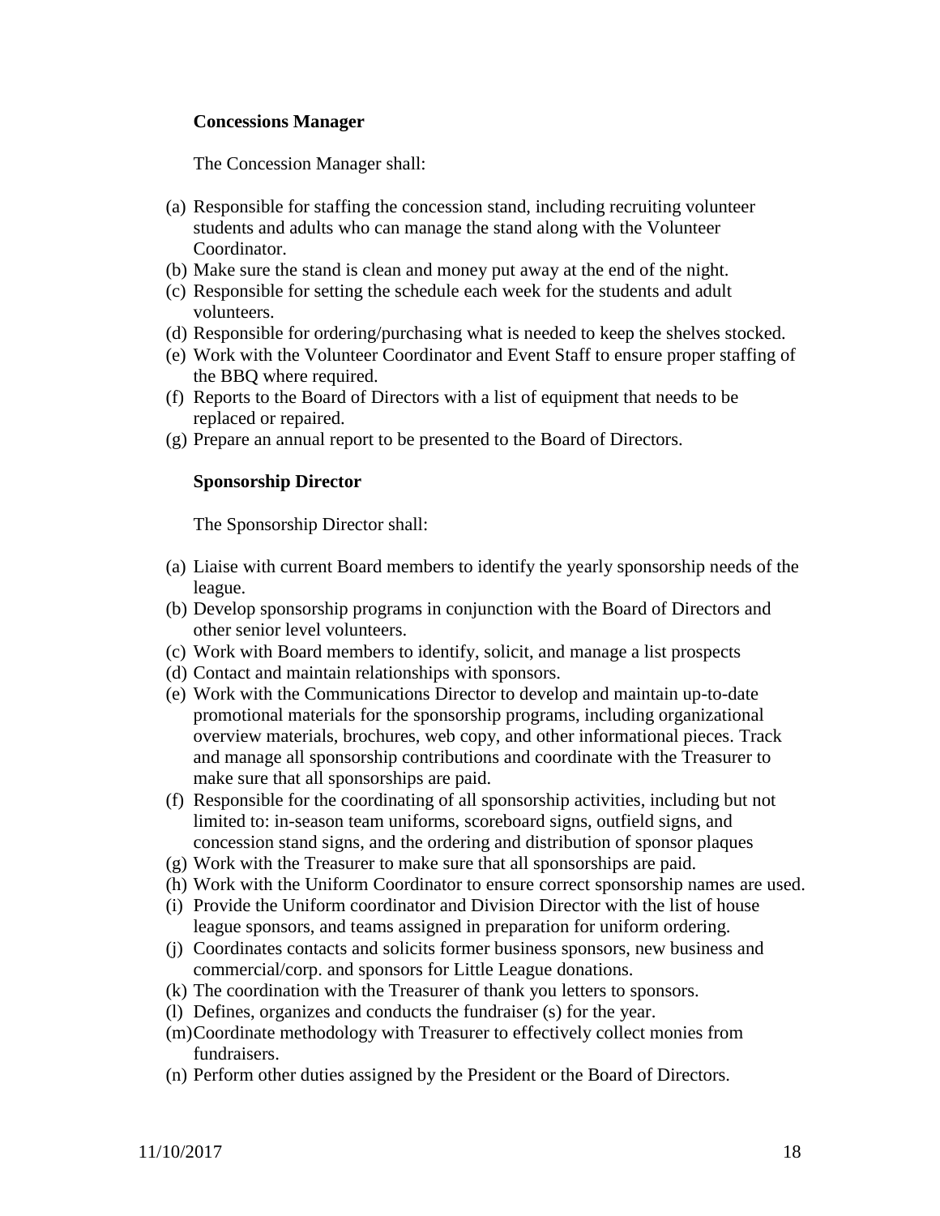**Concessions Manager**

The Concession Manager shall:

(a) Responsible for staffing the concession stand, including recruiting volunteer students and adults who can manage the stand along with the Volunteer Coordinator.
(b) Make sure the stand is clean and money put away at the end of the night.
(c) Responsible for setting the schedule each week for the students and adult volunteers.
(d) Responsible for ordering/purchasing what is needed to keep the shelves stocked.
(e) Work with the Volunteer Coordinator and Event Staff to ensure proper staffing of the BBQ where required.
(f) Reports to the Board of Directors with a list of equipment that needs to be replaced or repaired.
(g) Prepare an annual report to be presented to the Board of Directors.

**Sponsorship Director**

The Sponsorship Director shall:

(a) Liaise with current Board members to identify the yearly sponsorship needs of the league.
(b) Develop sponsorship programs in conjunction with the Board of Directors and other senior level volunteers.
(c) Work with Board members to identify, solicit, and manage a list prospects
(d) Contact and maintain relationships with sponsors.
(e) Work with the Communications Director to develop and maintain up-to-date promotional materials for the sponsorship programs, including organizational overview materials, brochures, web copy, and other informational pieces. Track and manage all sponsorship contributions and coordinate with the Treasurer to make sure that all sponsorships are paid.
(f) Responsible for the coordinating of all sponsorship activities, including but not limited to: in-season team uniforms, scoreboard signs, outfield signs, and concession stand signs, and the ordering and distribution of sponsor plaques
(g) Work with the Treasurer to make sure that all sponsorships are paid.
(h) Work with the Uniform Coordinator to ensure correct sponsorship names are used.
(i) Provide the Uniform coordinator and Division Director with the list of house league sponsors, and teams assigned in preparation for uniform ordering.
(j) Coordinates contacts and solicits former business sponsors, new business and commercial/corp. and sponsors for Little League donations.
(k) The coordination with the Treasurer of thank you letters to sponsors.
(l) Defines, organizes and conducts the fundraiser (s) for the year.
(m) Coordinate methodology with Treasurer to effectively collect monies from fundraisers.
(n) Perform other duties assigned by the President or the Board of Directors.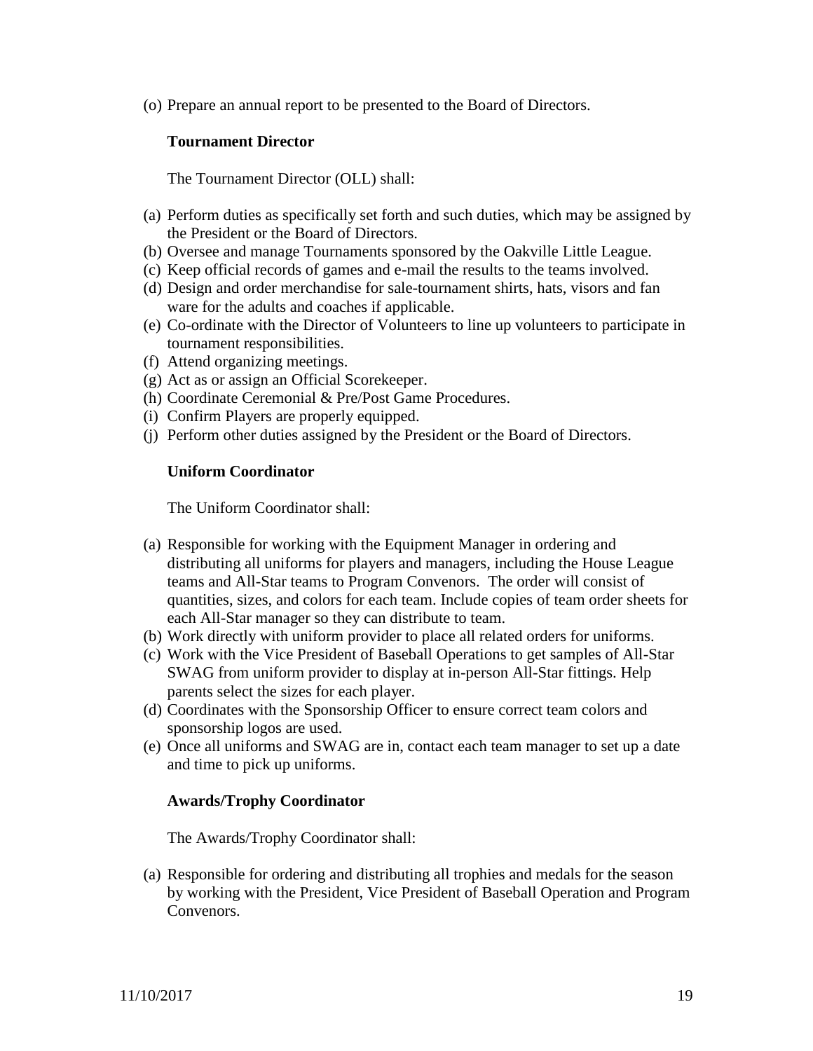(o) Prepare an annual report to be presented to the Board of Directors.

**Tournament Director**

The Tournament Director (OLL) shall:

(a) Perform duties as specifically set forth and such duties, which may be assigned by the President or the Board of Directors.
(b) Oversee and manage Tournaments sponsored by the Oakville Little League.
(c) Keep official records of games and e-mail the results to the teams involved.
(d) Design and order merchandise for sale-tournament shirts, hats, visors and fan ware for the adults and coaches if applicable.
(e) Co-ordinate with the Director of Volunteers to line up volunteers to participate in tournament responsibilities.
(f) Attend organizing meetings.
(g) Act as or assign an Official Scorekeeper.
(h) Coordinate Ceremonial & Pre/Post Game Procedures.
(i) Confirm Players are properly equipped.
(j) Perform other duties assigned by the President or the Board of Directors.

**Uniform Coordinator**

The Uniform Coordinator shall:

(a) Responsible for working with the Equipment Manager in ordering and distributing all uniforms for players and managers, including the House League teams and All-Star teams to Program Convenors. The order will consist of quantities, sizes, and colors for each team. Include copies of team order sheets for each All-Star manager so they can distribute to team.
(b) Work directly with uniform provider to place all related orders for uniforms.
(c) Work with the Vice President of Baseball Operations to get samples of All-Star SWAG from uniform provider to display at in-person All-Star fittings. Help parents select the sizes for each player.
(d) Coordinates with the Sponsorship Officer to ensure correct team colors and sponsorship logos are used.
(e) Once all uniforms and SWAG are in, contact each team manager to set up a date and time to pick up uniforms.

**Awards/Trophy Coordinator**

The Awards/Trophy Coordinator shall:

(a) Responsible for ordering and distributing all trophies and medals for the season by working with the President, Vice President of Baseball Operation and Program Convenors.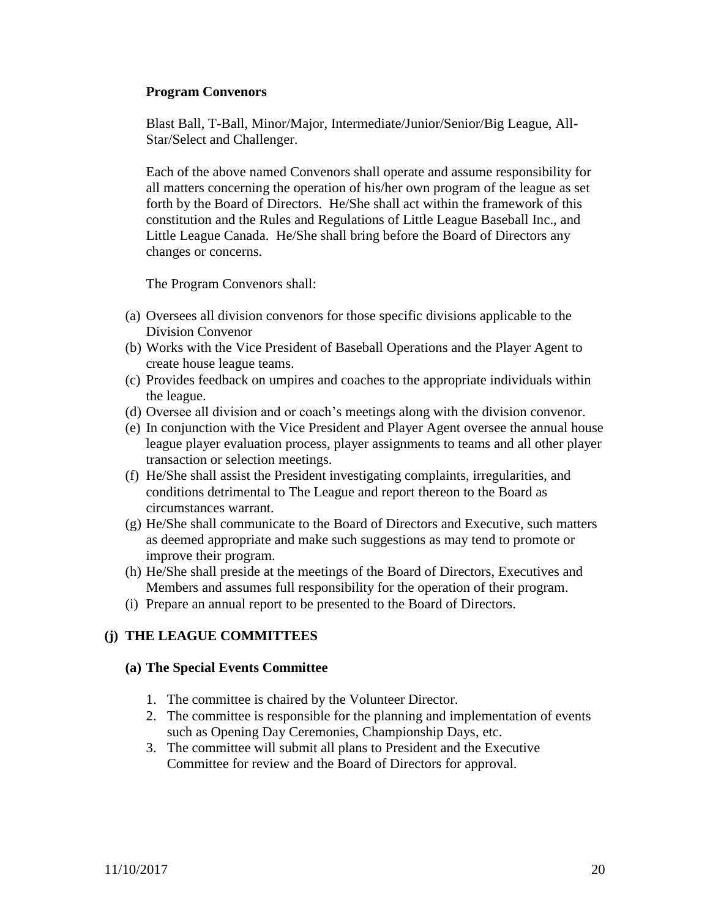**Program Convenors**

Blast Ball, T-Ball, Minor/Major, Intermediate/Junior/Senior/Big League, All-Star/Select and Challenger.

Each of the above named Convenors shall operate and assume responsibility for all matters concerning the operation of his/her own program of the league as set forth by the Board of Directors. He/She shall act within the framework of this constitution and the Rules and Regulations of Little League Baseball Inc., and Little League Canada. He/She shall bring before the Board of Directors any changes or concerns.

The Program Convenors shall:

(a) Oversees all division convenors for those specific divisions applicable to the Division Convenor
(b) Works with the Vice President of Baseball Operations and the Player Agent to create house league teams.
(c) Provides feedback on umpires and coaches to the appropriate individuals within the league.
(d) Oversee all division and or coach's meetings along with the division convenor.
(e) In conjunction with the Vice President and Player Agent oversee the annual house league player evaluation process, player assignments to teams and all other player transaction or selection meetings.
(f) He/She shall assist the President investigating complaints, irregularities, and conditions detrimental to The League and report thereon to the Board as circumstances warrant.
(g) He/She shall communicate to the Board of Directors and Executive, such matters as deemed appropriate and make such suggestions as may tend to promote or improve their program.
(h) He/She shall preside at the meetings of the Board of Directors, Executives and Members and assumes full responsibility for the operation of their program.
(i) Prepare an annual report to be presented to the Board of Directors.

**(j) THE LEAGUE COMMITTEES**

**(a) The Special Events Committee**

1. The committee is chaired by the Volunteer Director.
2. The committee is responsible for the planning and implementation of events such as Opening Day Ceremonies, Championship Days, etc.
3. The committee will submit all plans to President and the Executive Committee for review and the Board of Directors for approval.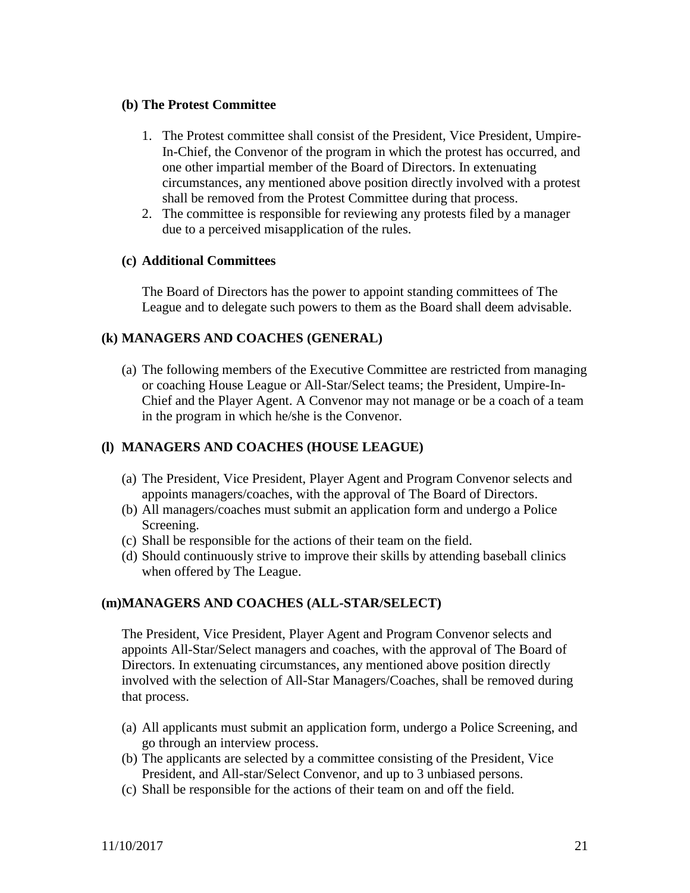### (b) The Protest Committee

1. The Protest committee shall consist of the President, Vice President, Umpire-In-Chief, the Convenor of the program in which the protest has occurred, and one other impartial member of the Board of Directors. In extenuating circumstances, any mentioned above position directly involved with a protest shall be removed from the Protest Committee during that process.
2. The committee is responsible for reviewing any protests filed by a manager due to a perceived misapplication of the rules.

### (c) Additional Committees

The Board of Directors has the power to appoint standing committees of The League and to delegate such powers to them as the Board shall deem advisable.

## (k) MANAGERS AND COACHES (GENERAL)

(a) The following members of the Executive Committee are restricted from managing or coaching House League or All-Star/Select teams; the President, Umpire-In-Chief and the Player Agent. A Convenor may not manage or be a coach of a team in the program in which he/she is the Convenor.

## (l) MANAGERS AND COACHES (HOUSE LEAGUE)

(a) The President, Vice President, Player Agent and Program Convenor selects and appoints managers/coaches, with the approval of The Board of Directors.
(b) All managers/coaches must submit an application form and undergo a Police Screening.
(c) Shall be responsible for the actions of their team on the field.
(d) Should continuously strive to improve their skills by attending baseball clinics when offered by The League.

## (m) MANAGERS AND COACHES (ALL-STAR/SELECT)

The President, Vice President, Player Agent and Program Convenor selects and appoints All-Star/Select managers and coaches, with the approval of The Board of Directors. In extenuating circumstances, any mentioned above position directly involved with the selection of All-Star Managers/Coaches, shall be removed during that process.

(a) All applicants must submit an application form, undergo a Police Screening, and go through an interview process.
(b) The applicants are selected by a committee consisting of the President, Vice President, and All-star/Select Convenor, and up to 3 unbiased persons.
(c) Shall be responsible for the actions of their team on and off the field.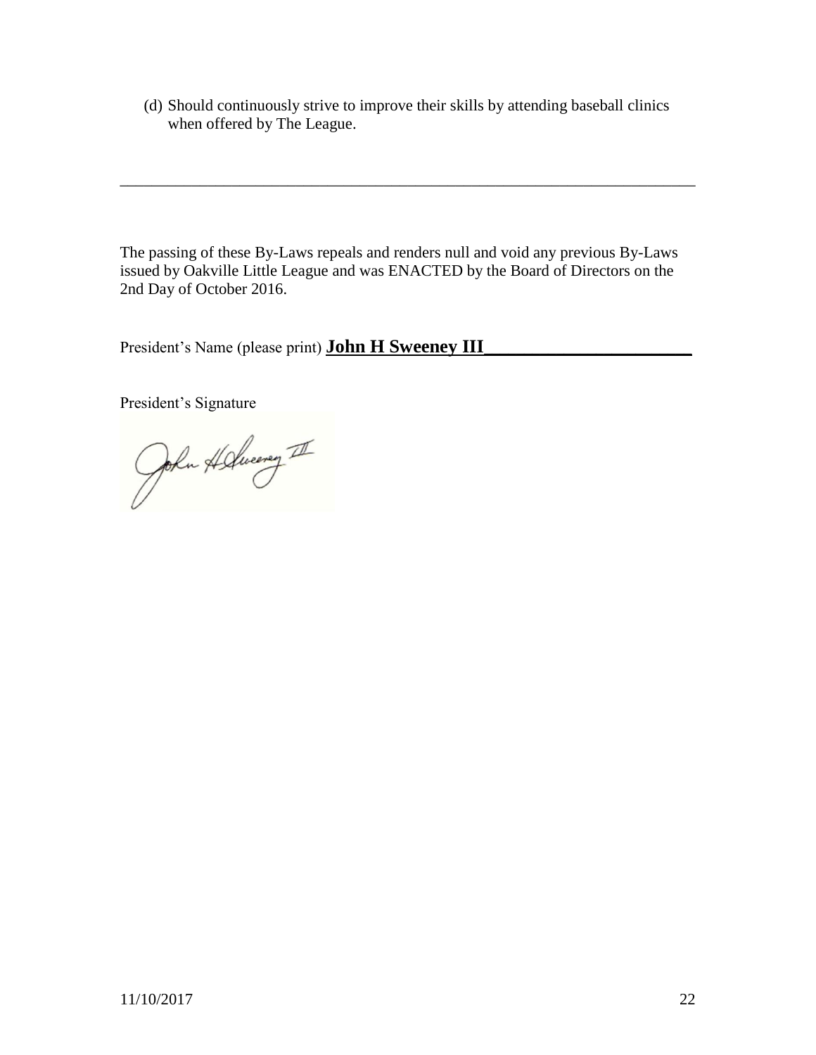(d) Should continuously strive to improve their skills by attending baseball clinics when offered by The League.

---

The passing of these By-Laws repeals and renders null and void any previous By-Laws issued by Oakville Little League and was ENACTED by the Board of Directors on the 2nd Day of October 2016.

President's Name (please print) **John H Sweeney III**_______________________

President's Signature

John H Sweeney III